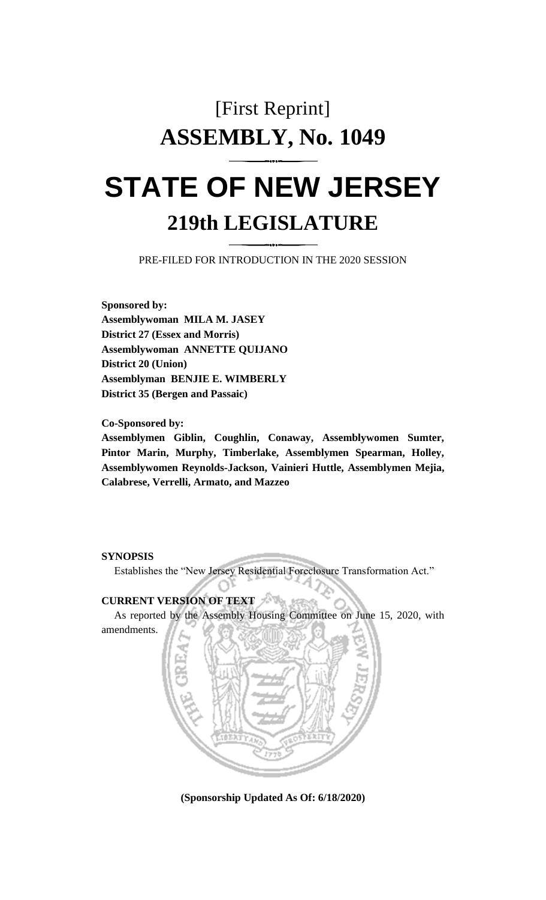# [First Reprint]
# ASSEMBLY, No. 1049

# STATE OF NEW JERSEY
## 219th LEGISLATURE

PRE-FILED FOR INTRODUCTION IN THE 2020 SESSION

**Sponsored by:**
**Assemblywoman MILA M. JASEY**
**District 27 (Essex and Morris)**
**Assemblywoman ANNETTE QUIJANO**
**District 20 (Union)**
**Assemblyman BENJIE E. WIMBERLY**
**District 35 (Bergen and Passaic)**

**Co-Sponsored by:**
**Assemblymen Giblin, Coughlin, Conaway, Assemblywomen Sumter, Pintor Marin, Murphy, Timberlake, Assemblymen Spearman, Holley, Assemblywomen Reynolds-Jackson, Vainieri Huttle, Assemblymen Mejia, Calabrese, Verrelli, Armato, and Mazzeo**

**SYNOPSIS**

Establishes the "New Jersey Residential Foreclosure Transformation Act."

**CURRENT VERSION OF TEXT**

As reported by the Assembly Housing Committee on June 15, 2020, with amendments.

**(Sponsorship Updated As Of: 6/18/2020)**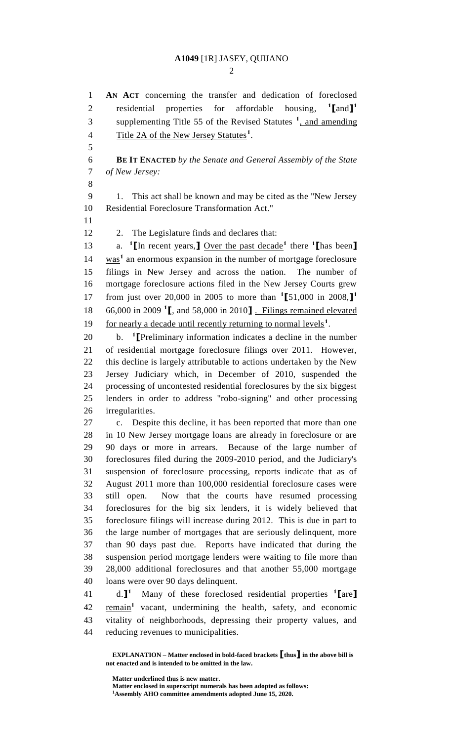**AN ACT** concerning the transfer and dedication of foreclosed residential properties for affordable housing, [1]**[**and**]**[1] supplementing Title 55 of the Revised Statutes [1], and amending Title 2A of the New Jersey Statutes[1].

**BE IT ENACTED** *by the Senate and General Assembly of the State of New Jersey:*

1. This act shall be known and may be cited as the "New Jersey Residential Foreclosure Transformation Act."

2. The Legislature finds and declares that:

a. [1]**[**In recent years,**]** Over the past decade[1] there [1]**[**has been**]** was[1] an enormous expansion in the number of mortgage foreclosure filings in New Jersey and across the nation. The number of mortgage foreclosure actions filed in the New Jersey Courts grew from just over 20,000 in 2005 to more than [1]**[**51,000 in 2008,**]**[1] 66,000 in 2009 [1]**[**, and 58,000 in 2010**]** . Filings remained elevated for nearly a decade until recently returning to normal levels[1].

b. [1]**[**Preliminary information indicates a decline in the number of residential mortgage foreclosure filings over 2011. However, this decline is largely attributable to actions undertaken by the New Jersey Judiciary which, in December of 2010, suspended the processing of uncontested residential foreclosures by the six biggest lenders in order to address "robo-signing" and other processing irregularities.

c. Despite this decline, it has been reported that more than one in 10 New Jersey mortgage loans are already in foreclosure or are 90 days or more in arrears. Because of the large number of foreclosures filed during the 2009-2010 period, and the Judiciary's suspension of foreclosure processing, reports indicate that as of August 2011 more than 100,000 residential foreclosure cases were still open. Now that the courts have resumed processing foreclosures for the big six lenders, it is widely believed that foreclosure filings will increase during 2012. This is due in part to the large number of mortgages that are seriously delinquent, more than 90 days past due. Reports have indicated that during the suspension period mortgage lenders were waiting to file more than 28,000 additional foreclosures and that another 55,000 mortgage loans were over 90 days delinquent.

d.**]**[1] Many of these foreclosed residential properties [1]**[**are**]** remain[1] vacant, undermining the health, safety, and economic vitality of neighborhoods, depressing their property values, and reducing revenues to municipalities.

**EXPLANATION – Matter enclosed in bold-faced brackets [thus] in the above bill is not enacted and is intended to be omitted in the law.**

**Matter underlined thus is new matter.**
**Matter enclosed in superscript numerals has been adopted as follows:**
[1]**Assembly AHO committee amendments adopted June 15, 2020.**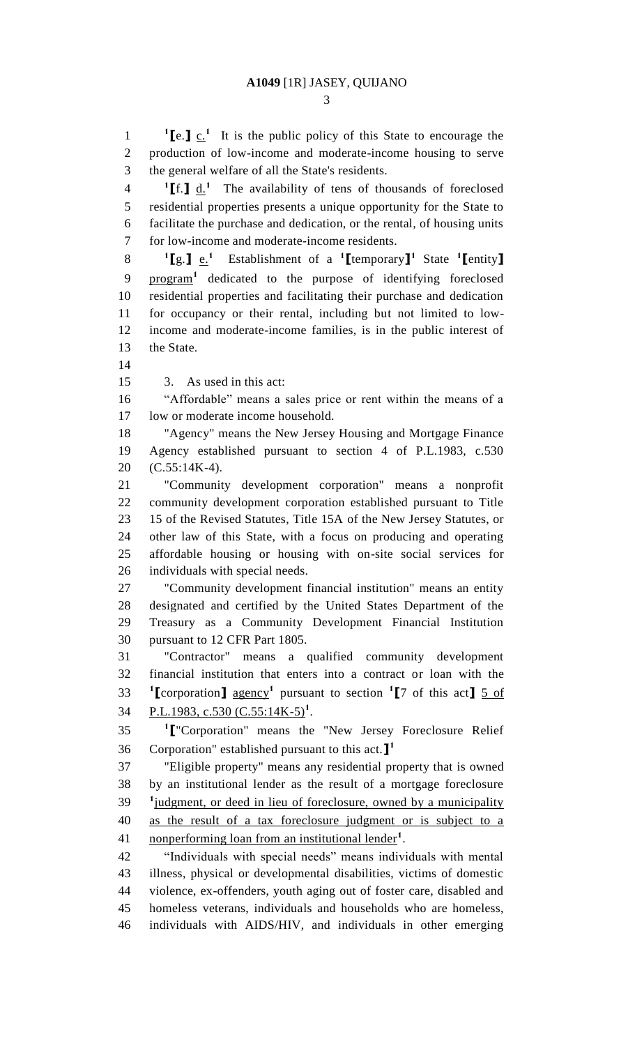[1]【e.】 c.[1] It is the public policy of this State to encourage the production of low-income and moderate-income housing to serve the general welfare of all the State's residents.

[1]【f.】 d.[1] The availability of tens of thousands of foreclosed residential properties presents a unique opportunity for the State to facilitate the purchase and dedication, or the rental, of housing units for low-income and moderate-income residents.

[1]【g.】 e.[1] Establishment of a [1]【temporary】[1] State [1]【entity】 program[1] dedicated to the purpose of identifying foreclosed residential properties and facilitating their purchase and dedication for occupancy or their rental, including but not limited to low-income and moderate-income families, is in the public interest of the State.

3. As used in this act:

"Affordable" means a sales price or rent within the means of a low or moderate income household.

"Agency" means the New Jersey Housing and Mortgage Finance Agency established pursuant to section 4 of P.L.1983, c.530 (C.55:14K-4).

"Community development corporation" means a nonprofit community development corporation established pursuant to Title 15 of the Revised Statutes, Title 15A of the New Jersey Statutes, or other law of this State, with a focus on producing and operating affordable housing or housing with on-site social services for individuals with special needs.

"Community development financial institution" means an entity designated and certified by the United States Department of the Treasury as a Community Development Financial Institution pursuant to 12 CFR Part 1805.

"Contractor" means a qualified community development financial institution that enters into a contract or loan with the [1]【corporation】 agency[1] pursuant to section [1]【7 of this act】 5 of P.L.1983, c.530 (C.55:14K-5)[1].

[1]【"Corporation" means the "New Jersey Foreclosure Relief Corporation" established pursuant to this act.】[1]

"Eligible property" means any residential property that is owned by an institutional lender as the result of a mortgage foreclosure [1]judgment, or deed in lieu of foreclosure, owned by a municipality as the result of a tax foreclosure judgment or is subject to a nonperforming loan from an institutional lender[1].

"Individuals with special needs" means individuals with mental illness, physical or developmental disabilities, victims of domestic violence, ex-offenders, youth aging out of foster care, disabled and homeless veterans, individuals and households who are homeless, individuals with AIDS/HIV, and individuals in other emerging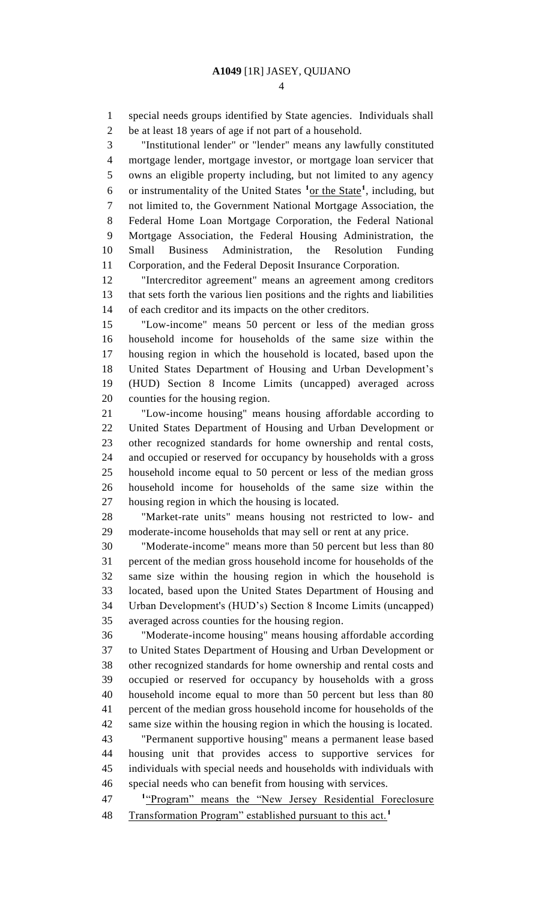special needs groups identified by State agencies. Individuals shall be at least 18 years of age if not part of a household.

"Institutional lender" or "lender" means any lawfully constituted mortgage lender, mortgage investor, or mortgage loan servicer that owns an eligible property including, but not limited to any agency or instrumentality of the United States [1]or the State[1], including, but not limited to, the Government National Mortgage Association, the Federal Home Loan Mortgage Corporation, the Federal National Mortgage Association, the Federal Housing Administration, the Small Business Administration, the Resolution Funding Corporation, and the Federal Deposit Insurance Corporation.

"Intercreditor agreement" means an agreement among creditors that sets forth the various lien positions and the rights and liabilities of each creditor and its impacts on the other creditors.

"Low-income" means 50 percent or less of the median gross household income for households of the same size within the housing region in which the household is located, based upon the United States Department of Housing and Urban Development's (HUD) Section 8 Income Limits (uncapped) averaged across counties for the housing region.

"Low-income housing" means housing affordable according to United States Department of Housing and Urban Development or other recognized standards for home ownership and rental costs, and occupied or reserved for occupancy by households with a gross household income equal to 50 percent or less of the median gross household income for households of the same size within the housing region in which the housing is located.

"Market-rate units" means housing not restricted to low- and moderate-income households that may sell or rent at any price.

"Moderate-income" means more than 50 percent but less than 80 percent of the median gross household income for households of the same size within the housing region in which the household is located, based upon the United States Department of Housing and Urban Development's (HUD's) Section 8 Income Limits (uncapped) averaged across counties for the housing region.

"Moderate-income housing" means housing affordable according to United States Department of Housing and Urban Development or other recognized standards for home ownership and rental costs and occupied or reserved for occupancy by households with a gross household income equal to more than 50 percent but less than 80 percent of the median gross household income for households of the same size within the housing region in which the housing is located.

"Permanent supportive housing" means a permanent lease based housing unit that provides access to supportive services for individuals with special needs and households with individuals with special needs who can benefit from housing with services.

[1]"Program" means the "New Jersey Residential Foreclosure Transformation Program" established pursuant to this act.[1]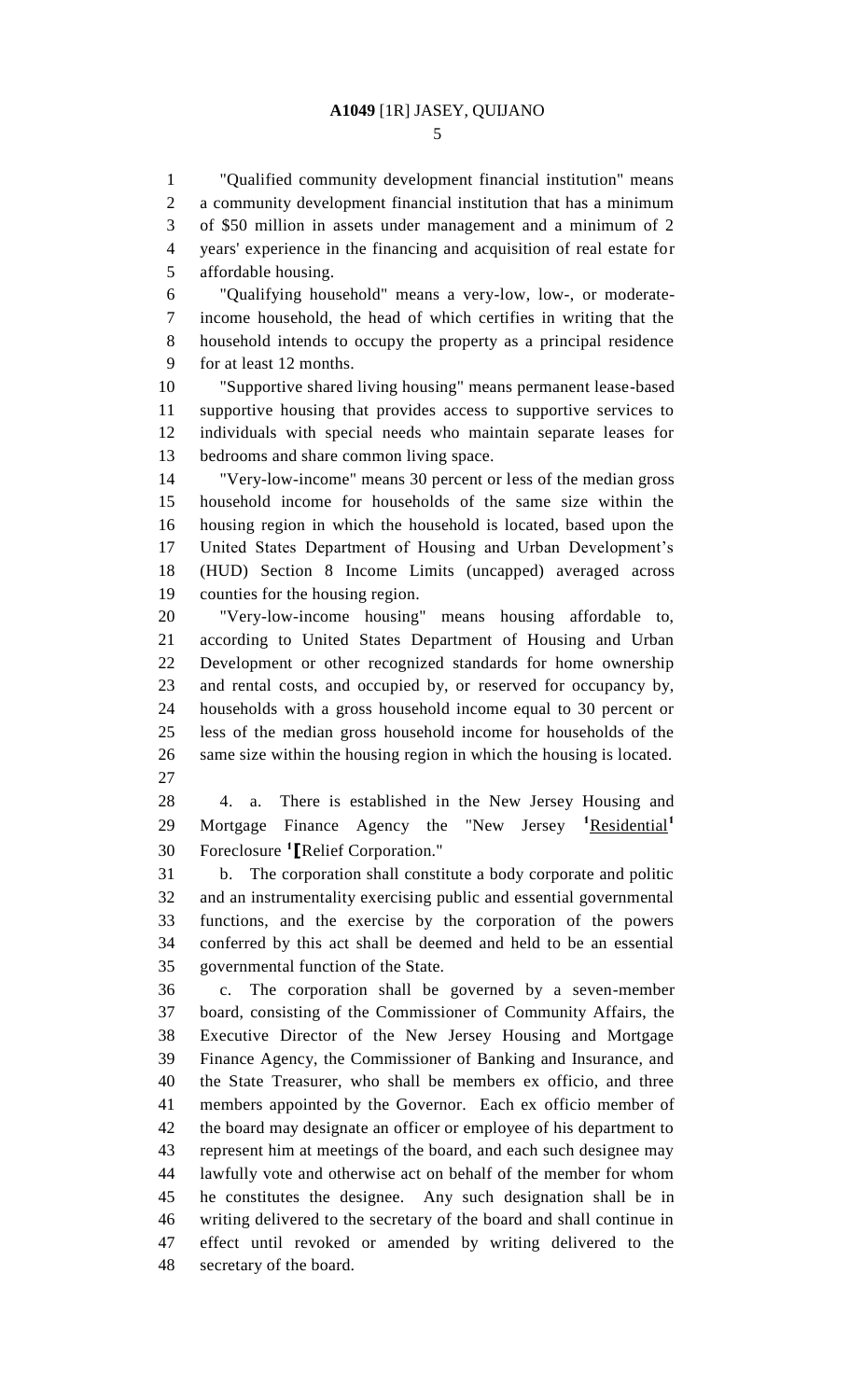"Qualified community development financial institution" means a community development financial institution that has a minimum of $50 million in assets under management and a minimum of 2 years' experience in the financing and acquisition of real estate for affordable housing.

"Qualifying household" means a very-low, low-, or moderate-income household, the head of which certifies in writing that the household intends to occupy the property as a principal residence for at least 12 months.

"Supportive shared living housing" means permanent lease-based supportive housing that provides access to supportive services to individuals with special needs who maintain separate leases for bedrooms and share common living space.

"Very-low-income" means 30 percent or less of the median gross household income for households of the same size within the housing region in which the household is located, based upon the United States Department of Housing and Urban Development's (HUD) Section 8 Income Limits (uncapped) averaged across counties for the housing region.

"Very-low-income housing" means housing affordable to, according to United States Department of Housing and Urban Development or other recognized standards for home ownership and rental costs, and occupied by, or reserved for occupancy by, households with a gross household income equal to 30 percent or less of the median gross household income for households of the same size within the housing region in which the housing is located.

4. a. There is established in the New Jersey Housing and Mortgage Finance Agency the "New Jersey [1]Residential[1] Foreclosure [1][Relief Corporation."

b. The corporation shall constitute a body corporate and politic and an instrumentality exercising public and essential governmental functions, and the exercise by the corporation of the powers conferred by this act shall be deemed and held to be an essential governmental function of the State.

c. The corporation shall be governed by a seven-member board, consisting of the Commissioner of Community Affairs, the Executive Director of the New Jersey Housing and Mortgage Finance Agency, the Commissioner of Banking and Insurance, and the State Treasurer, who shall be members ex officio, and three members appointed by the Governor. Each ex officio member of the board may designate an officer or employee of his department to represent him at meetings of the board, and each such designee may lawfully vote and otherwise act on behalf of the member for whom he constitutes the designee. Any such designation shall be in writing delivered to the secretary of the board and shall continue in effect until revoked or amended by writing delivered to the secretary of the board.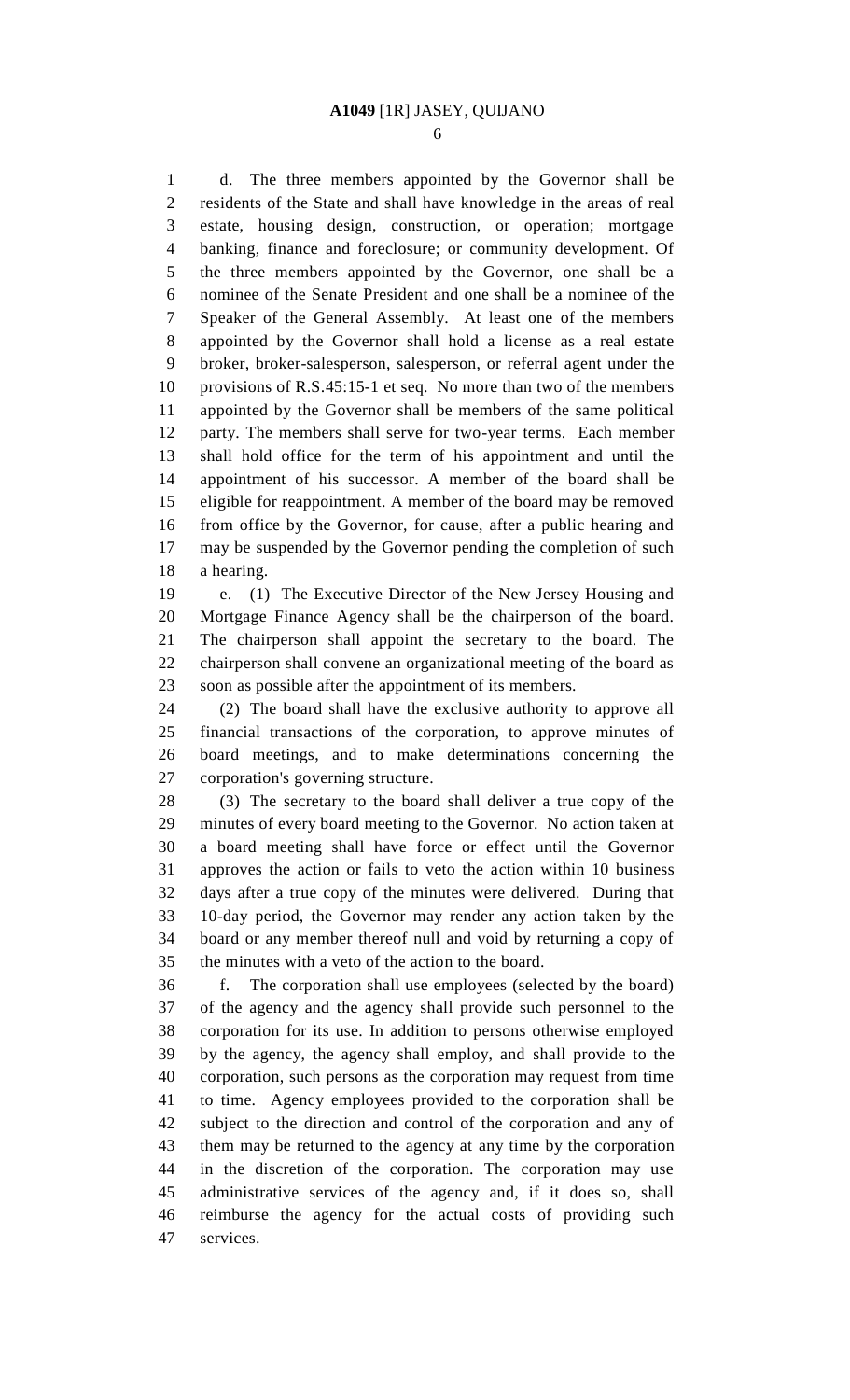d. The three members appointed by the Governor shall be residents of the State and shall have knowledge in the areas of real estate, housing design, construction, or operation; mortgage banking, finance and foreclosure; or community development. Of the three members appointed by the Governor, one shall be a nominee of the Senate President and one shall be a nominee of the Speaker of the General Assembly. At least one of the members appointed by the Governor shall hold a license as a real estate broker, broker-salesperson, salesperson, or referral agent under the provisions of R.S.45:15-1 et seq. No more than two of the members appointed by the Governor shall be members of the same political party. The members shall serve for two-year terms. Each member shall hold office for the term of his appointment and until the appointment of his successor. A member of the board shall be eligible for reappointment. A member of the board may be removed from office by the Governor, for cause, after a public hearing and may be suspended by the Governor pending the completion of such a hearing.

e. (1) The Executive Director of the New Jersey Housing and Mortgage Finance Agency shall be the chairperson of the board. The chairperson shall appoint the secretary to the board. The chairperson shall convene an organizational meeting of the board as soon as possible after the appointment of its members.

(2) The board shall have the exclusive authority to approve all financial transactions of the corporation, to approve minutes of board meetings, and to make determinations concerning the corporation's governing structure.

(3) The secretary to the board shall deliver a true copy of the minutes of every board meeting to the Governor. No action taken at a board meeting shall have force or effect until the Governor approves the action or fails to veto the action within 10 business days after a true copy of the minutes were delivered. During that 10-day period, the Governor may render any action taken by the board or any member thereof null and void by returning a copy of the minutes with a veto of the action to the board.

f. The corporation shall use employees (selected by the board) of the agency and the agency shall provide such personnel to the corporation for its use. In addition to persons otherwise employed by the agency, the agency shall employ, and shall provide to the corporation, such persons as the corporation may request from time to time. Agency employees provided to the corporation shall be subject to the direction and control of the corporation and any of them may be returned to the agency at any time by the corporation in the discretion of the corporation. The corporation may use administrative services of the agency and, if it does so, shall reimburse the agency for the actual costs of providing such services.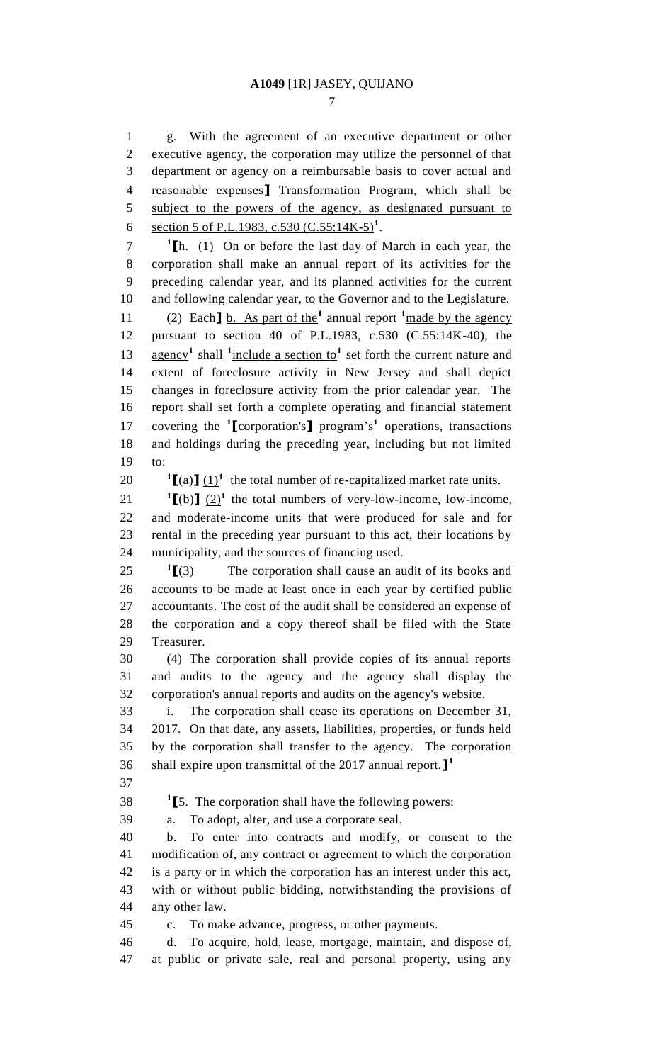g. With the agreement of an executive department or other executive agency, the corporation may utilize the personnel of that department or agency on a reimbursable basis to cover actual and reasonable expenses] Transformation Program, which shall be subject to the powers of the agency, as designated pursuant to section 5 of P.L.1983, c.530 (C.55:14K-5)[1].

[1][h. (1) On or before the last day of March in each year, the corporation shall make an annual report of its activities for the preceding calendar year, and its planned activities for the current and following calendar year, to the Governor and to the Legislature.

(2) Each] b. As part of the[1] annual report [1]made by the agency pursuant to section 40 of P.L.1983, c.530 (C.55:14K-40), the agency[1] shall [1]include a section to[1] set forth the current nature and extent of foreclosure activity in New Jersey and shall depict changes in foreclosure activity from the prior calendar year. The report shall set forth a complete operating and financial statement covering the [1][corporation's] program's[1] operations, transactions and holdings during the preceding year, including but not limited to:

[1][(a)] (1)[1] the total number of re-capitalized market rate units.

[1][(b)] (2)[1] the total numbers of very-low-income, low-income, and moderate-income units that were produced for sale and for rental in the preceding year pursuant to this act, their locations by municipality, and the sources of financing used.

[1][(3) The corporation shall cause an audit of its books and accounts to be made at least once in each year by certified public accountants. The cost of the audit shall be considered an expense of the corporation and a copy thereof shall be filed with the State Treasurer.

(4) The corporation shall provide copies of its annual reports and audits to the agency and the agency shall display the corporation's annual reports and audits on the agency's website.

i. The corporation shall cease its operations on December 31, 2017. On that date, any assets, liabilities, properties, or funds held by the corporation shall transfer to the agency. The corporation shall expire upon transmittal of the 2017 annual report.][1]

[1][5. The corporation shall have the following powers:

a. To adopt, alter, and use a corporate seal.

b. To enter into contracts and modify, or consent to the modification of, any contract or agreement to which the corporation is a party or in which the corporation has an interest under this act, with or without public bidding, notwithstanding the provisions of any other law.

c. To make advance, progress, or other payments.

d. To acquire, hold, lease, mortgage, maintain, and dispose of, at public or private sale, real and personal property, using any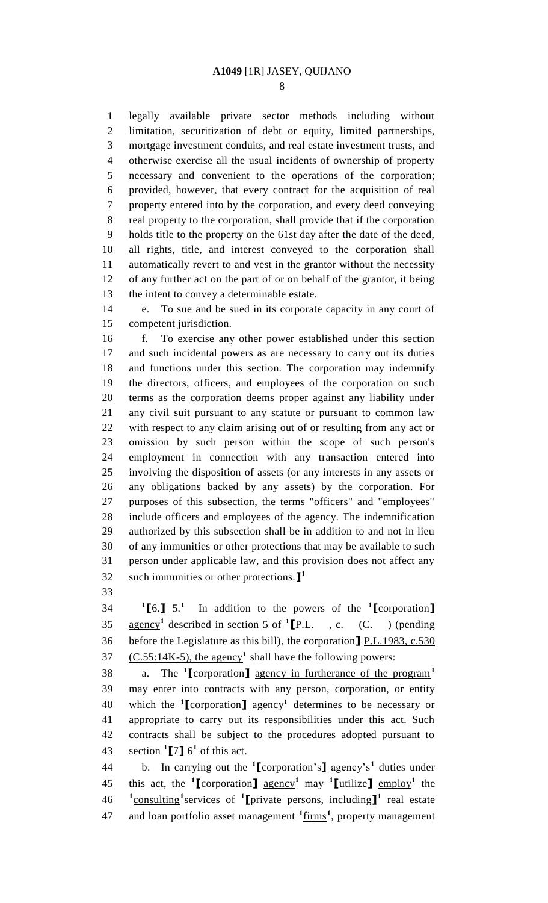legally available private sector methods including without limitation, securitization of debt or equity, limited partnerships, mortgage investment conduits, and real estate investment trusts, and otherwise exercise all the usual incidents of ownership of property necessary and convenient to the operations of the corporation; provided, however, that every contract for the acquisition of real property entered into by the corporation, and every deed conveying real property to the corporation, shall provide that if the corporation holds title to the property on the 61st day after the date of the deed, all rights, title, and interest conveyed to the corporation shall automatically revert to and vest in the grantor without the necessity of any further act on the part of or on behalf of the grantor, it being the intent to convey a determinable estate.

e. To sue and be sued in its corporate capacity in any court of competent jurisdiction.

f. To exercise any other power established under this section and such incidental powers as are necessary to carry out its duties and functions under this section. The corporation may indemnify the directors, officers, and employees of the corporation on such terms as the corporation deems proper against any liability under any civil suit pursuant to any statute or pursuant to common law with respect to any claim arising out of or resulting from any act or omission by such person within the scope of such person's employment in connection with any transaction entered into involving the disposition of assets (or any interests in any assets or any obligations backed by any assets) by the corporation. For purposes of this subsection, the terms "officers" and "employees" include officers and employees of the agency. The indemnification authorized by this subsection shall be in addition to and not in lieu of any immunities or other protections that may be available to such person under applicable law, and this provision does not affect any such immunities or other protections.】[1]

[1]【6.】 5.[1] In addition to the powers of the [1]【corporation】 agency[1] described in section 5 of [1]【P.L. , c. (C. ) (pending before the Legislature as this bill), the corporation】 P.L.1983, c.530 (C.55:14K-5), the agency[1] shall have the following powers:

a. The [1]【corporation】 agency in furtherance of the program[1] may enter into contracts with any person, corporation, or entity which the [1]【corporation】 agency[1] determines to be necessary or appropriate to carry out its responsibilities under this act. Such contracts shall be subject to the procedures adopted pursuant to section [1]【7】 6[1] of this act.

b. In carrying out the [1]【corporation's】 agency's[1] duties under this act, the [1]【corporation】 agency[1] may [1]【utilize】 employ[1] the [1]consulting[1] services of [1]【private persons, including】[1] real estate and loan portfolio asset management [1]firms[1], property management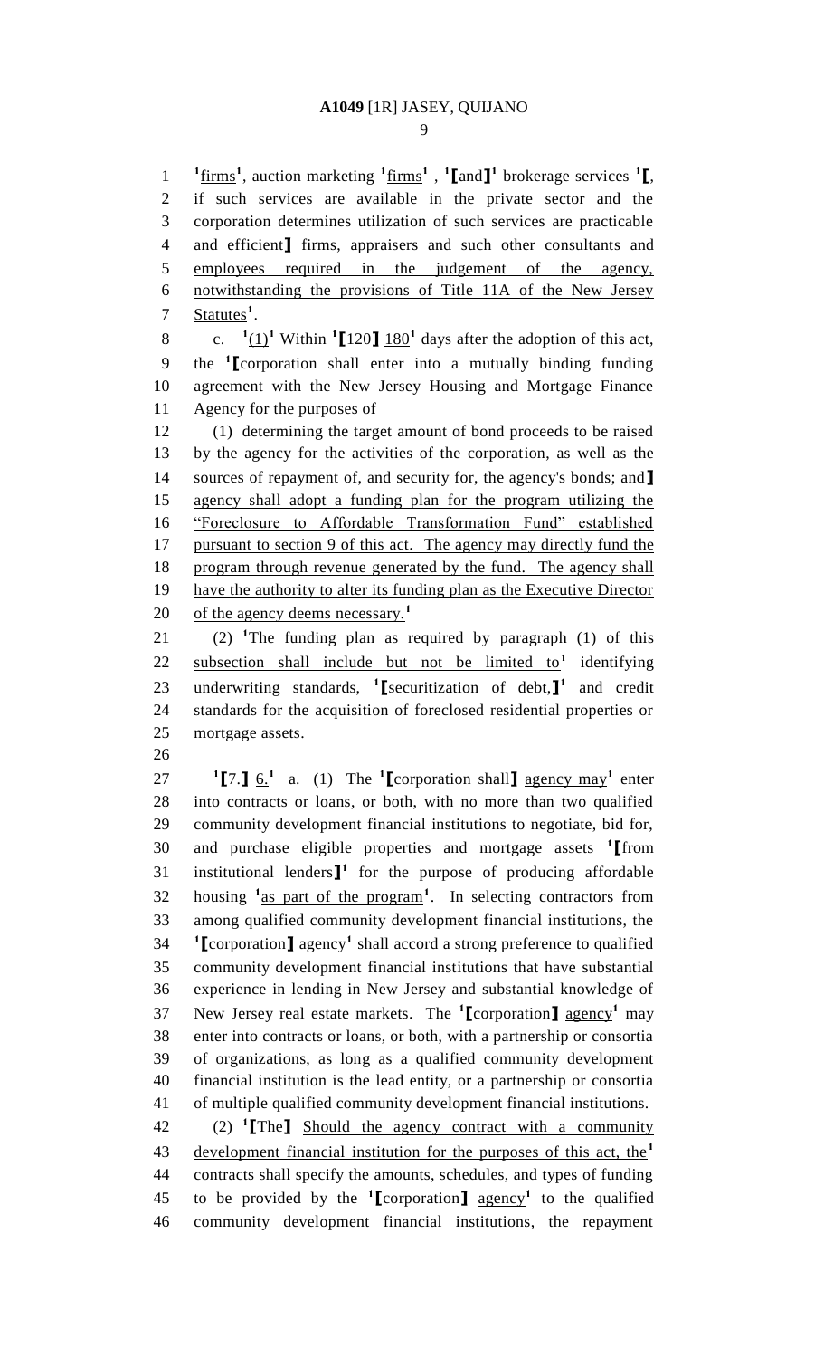[1]firms[1], auction marketing [1]firms[1] , [1]⟦and⟧[1] brokerage services [1]⟦, if such services are available in the private sector and the corporation determines utilization of such services are practicable and efficient⟧ firms, appraisers and such other consultants and employees required in the judgement of the agency, notwithstanding the provisions of Title 11A of the New Jersey Statutes[1].

c. [1](1)[1] Within [1]⟦120⟧ 180[1] days after the adoption of this act, the [1]⟦corporation shall enter into a mutually binding funding agreement with the New Jersey Housing and Mortgage Finance Agency for the purposes of

(1) determining the target amount of bond proceeds to be raised by the agency for the activities of the corporation, as well as the sources of repayment of, and security for, the agency's bonds; and⟧ agency shall adopt a funding plan for the program utilizing the "Foreclosure to Affordable Transformation Fund" established pursuant to section 9 of this act. The agency may directly fund the program through revenue generated by the fund. The agency shall have the authority to alter its funding plan as the Executive Director of the agency deems necessary.[1]

(2) [1]The funding plan as required by paragraph (1) of this subsection shall include but not be limited to[1] identifying underwriting standards, [1]⟦securitization of debt,⟧[1] and credit standards for the acquisition of foreclosed residential properties or mortgage assets.

[1]⟦7.⟧ 6.[1] a. (1) The [1]⟦corporation shall⟧ agency may[1] enter into contracts or loans, or both, with no more than two qualified community development financial institutions to negotiate, bid for, and purchase eligible properties and mortgage assets [1]⟦from institutional lenders⟧[1] for the purpose of producing affordable housing [1]as part of the program[1]. In selecting contractors from among qualified community development financial institutions, the [1]⟦corporation⟧ agency[1] shall accord a strong preference to qualified community development financial institutions that have substantial experience in lending in New Jersey and substantial knowledge of New Jersey real estate markets. The [1]⟦corporation⟧ agency[1] may enter into contracts or loans, or both, with a partnership or consortia of organizations, as long as a qualified community development financial institution is the lead entity, or a partnership or consortia of multiple qualified community development financial institutions.

(2) [1]⟦The⟧ Should the agency contract with a community development financial institution for the purposes of this act, the[1] contracts shall specify the amounts, schedules, and types of funding to be provided by the [1]⟦corporation⟧ agency[1] to the qualified community development financial institutions, the repayment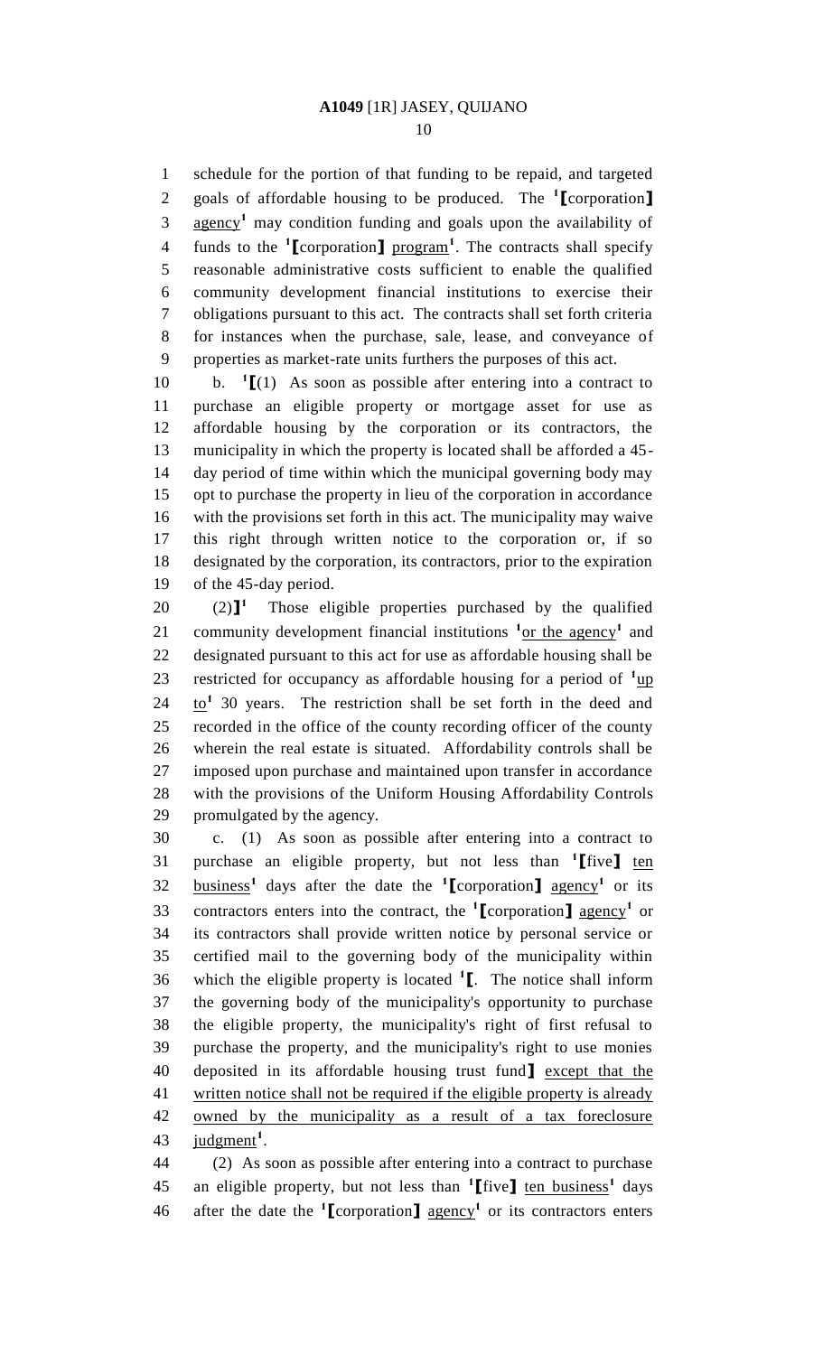schedule for the portion of that funding to be repaid, and targeted goals of affordable housing to be produced. The [1]【corporation】 agency[1] may condition funding and goals upon the availability of funds to the [1]【corporation】 program[1]. The contracts shall specify reasonable administrative costs sufficient to enable the qualified community development financial institutions to exercise their obligations pursuant to this act. The contracts shall set forth criteria for instances when the purchase, sale, lease, and conveyance of properties as market-rate units furthers the purposes of this act.

b. [1]【(1) As soon as possible after entering into a contract to purchase an eligible property or mortgage asset for use as affordable housing by the corporation or its contractors, the municipality in which the property is located shall be afforded a 45-day period of time within which the municipal governing body may opt to purchase the property in lieu of the corporation in accordance with the provisions set forth in this act. The municipality may waive this right through written notice to the corporation or, if so designated by the corporation, its contractors, prior to the expiration of the 45-day period.

(2)】[1] Those eligible properties purchased by the qualified community development financial institutions [1]or the agency[1] and designated pursuant to this act for use as affordable housing shall be restricted for occupancy as affordable housing for a period of [1]up to[1] 30 years. The restriction shall be set forth in the deed and recorded in the office of the county recording officer of the county wherein the real estate is situated. Affordability controls shall be imposed upon purchase and maintained upon transfer in accordance with the provisions of the Uniform Housing Affordability Controls promulgated by the agency.

c. (1) As soon as possible after entering into a contract to purchase an eligible property, but not less than [1]【five】 ten business[1] days after the date the [1]【corporation】 agency[1] or its contractors enters into the contract, the [1]【corporation】 agency[1] or its contractors shall provide written notice by personal service or certified mail to the governing body of the municipality within which the eligible property is located [1]【. The notice shall inform the governing body of the municipality's opportunity to purchase the eligible property, the municipality's right of first refusal to purchase the property, and the municipality's right to use monies deposited in its affordable housing trust fund】 except that the written notice shall not be required if the eligible property is already owned by the municipality as a result of a tax foreclosure judgment[1].

(2) As soon as possible after entering into a contract to purchase an eligible property, but not less than [1]【five】 ten business[1] days after the date the [1]【corporation】 agency[1] or its contractors enters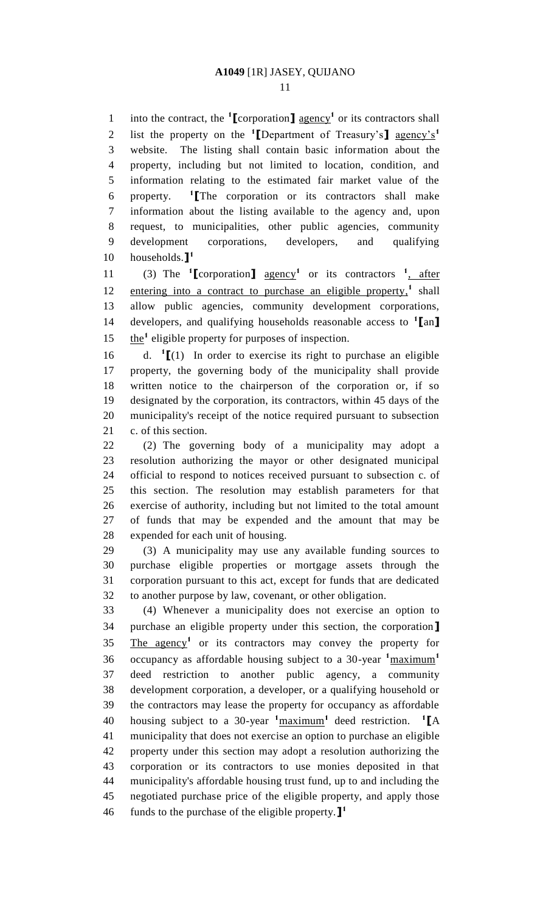into the contract, the [1]⟦corporation⟧ agency[1] or its contractors shall list the property on the [1]⟦Department of Treasury's⟧ agency's[1] website. The listing shall contain basic information about the property, including but not limited to location, condition, and information relating to the estimated fair market value of the property. [1]⟦The corporation or its contractors shall make information about the listing available to the agency and, upon request, to municipalities, other public agencies, community development corporations, developers, and qualifying households.⟧[1]

(3) The [1]⟦corporation⟧ agency[1] or its contractors [1], after entering into a contract to purchase an eligible property,[1] shall allow public agencies, community development corporations, developers, and qualifying households reasonable access to [1]⟦an⟧ the[1] eligible property for purposes of inspection.

d. [1]⟦(1) In order to exercise its right to purchase an eligible property, the governing body of the municipality shall provide written notice to the chairperson of the corporation or, if so designated by the corporation, its contractors, within 45 days of the municipality's receipt of the notice required pursuant to subsection c. of this section.

(2) The governing body of a municipality may adopt a resolution authorizing the mayor or other designated municipal official to respond to notices received pursuant to subsection c. of this section. The resolution may establish parameters for that exercise of authority, including but not limited to the total amount of funds that may be expended and the amount that may be expended for each unit of housing.

(3) A municipality may use any available funding sources to purchase eligible properties or mortgage assets through the corporation pursuant to this act, except for funds that are dedicated to another purpose by law, covenant, or other obligation.

(4) Whenever a municipality does not exercise an option to purchase an eligible property under this section, the corporation⟧ The agency[1] or its contractors may convey the property for occupancy as affordable housing subject to a 30-year [1]maximum[1] deed restriction to another public agency, a community development corporation, a developer, or a qualifying household or the contractors may lease the property for occupancy as affordable housing subject to a 30-year [1]maximum[1] deed restriction. [1]⟦A municipality that does not exercise an option to purchase an eligible property under this section may adopt a resolution authorizing the corporation or its contractors to use monies deposited in that municipality's affordable housing trust fund, up to and including the negotiated purchase price of the eligible property, and apply those funds to the purchase of the eligible property.⟧[1]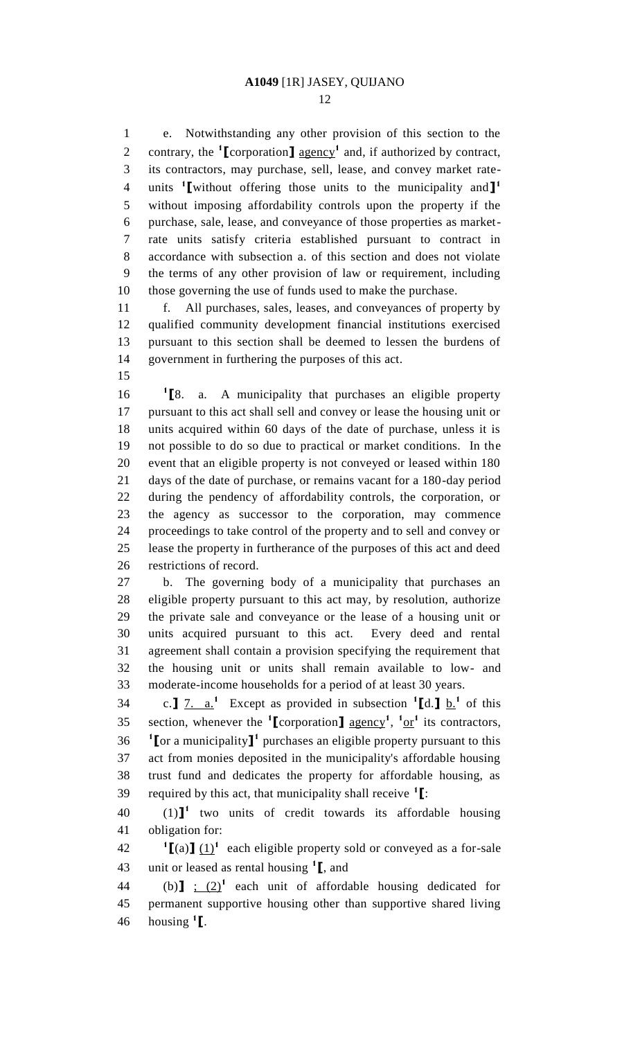e. Notwithstanding any other provision of this section to the contrary, the [1]⟦corporation⟧ agency[1] and, if authorized by contract, its contractors, may purchase, sell, lease, and convey market rate-units [1]⟦without offering those units to the municipality and⟧[1] without imposing affordability controls upon the property if the purchase, sale, lease, and conveyance of those properties as market-rate units satisfy criteria established pursuant to contract in accordance with subsection a. of this section and does not violate the terms of any other provision of law or requirement, including those governing the use of funds used to make the purchase.

f. All purchases, sales, leases, and conveyances of property by qualified community development financial institutions exercised pursuant to this section shall be deemed to lessen the burdens of government in furthering the purposes of this act.

[1]⟦8. a. A municipality that purchases an eligible property pursuant to this act shall sell and convey or lease the housing unit or units acquired within 60 days of the date of purchase, unless it is not possible to do so due to practical or market conditions. In the event that an eligible property is not conveyed or leased within 180 days of the date of purchase, or remains vacant for a 180-day period during the pendency of affordability controls, the corporation, or the agency as successor to the corporation, may commence proceedings to take control of the property and to sell and convey or lease the property in furtherance of the purposes of this act and deed restrictions of record.

b. The governing body of a municipality that purchases an eligible property pursuant to this act may, by resolution, authorize the private sale and conveyance or the lease of a housing unit or units acquired pursuant to this act. Every deed and rental agreement shall contain a provision specifying the requirement that the housing unit or units shall remain available to low- and moderate-income households for a period of at least 30 years.

c.⟧ 7. a.[1] Except as provided in subsection [1]⟦d.⟧ b.[1] of this section, whenever the [1]⟦corporation⟧ agency[1], [1]or[1] its contractors, [1]⟦or a municipality⟧[1] purchases an eligible property pursuant to this act from monies deposited in the municipality's affordable housing trust fund and dedicates the property for affordable housing, as required by this act, that municipality shall receive [1]⟦:

(1)⟧[1] two units of credit towards its affordable housing obligation for:

[1]⟦(a)⟧ (1)[1] each eligible property sold or conveyed as a for-sale unit or leased as rental housing [1]⟦, and

(b)⟧ ; (2)[1] each unit of affordable housing dedicated for permanent supportive housing other than supportive shared living housing [1]⟦.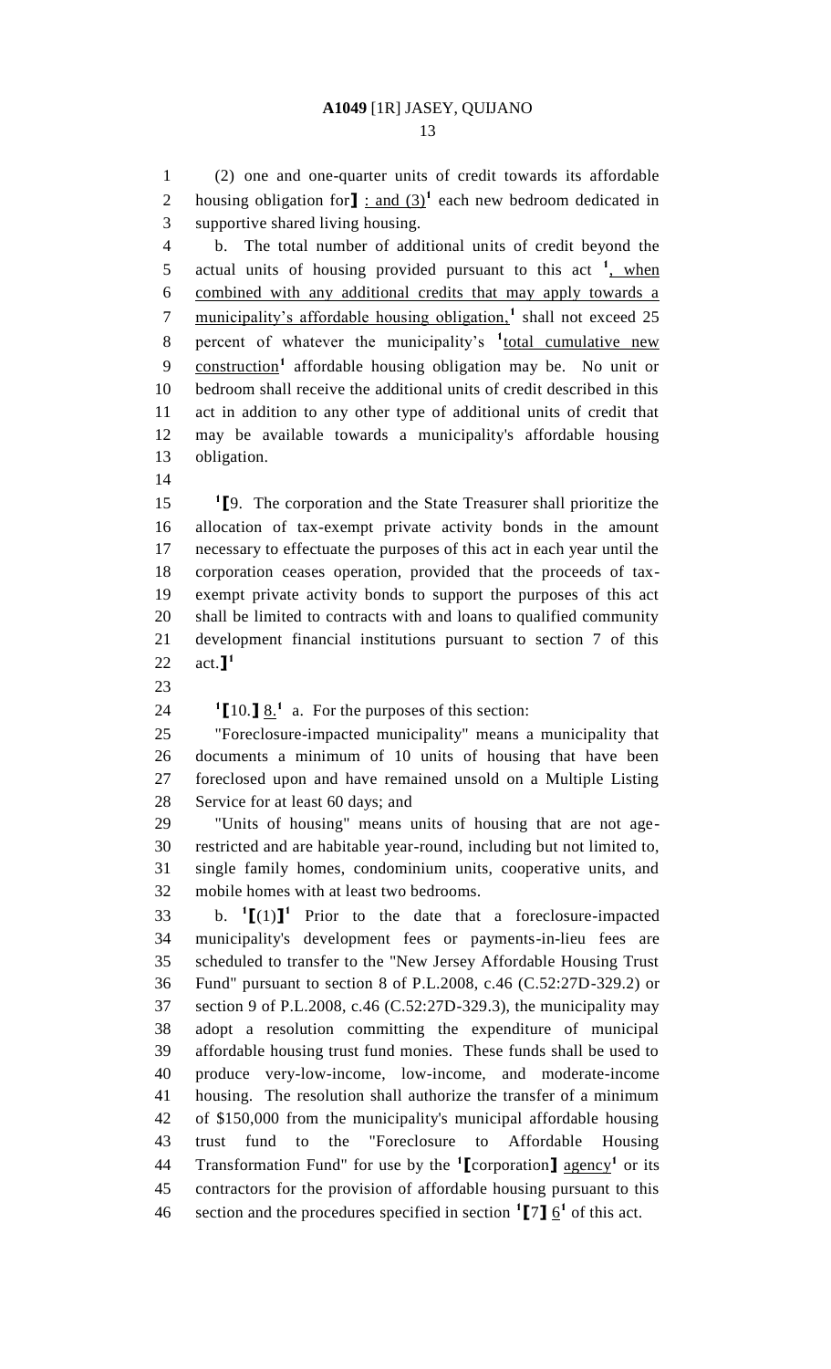(2) one and one-quarter units of credit towards its affordable housing obligation for] : and (3)[1] each new bedroom dedicated in supportive shared living housing.

b. The total number of additional units of credit beyond the actual units of housing provided pursuant to this act [1], when combined with any additional credits that may apply towards a municipality's affordable housing obligation,[1] shall not exceed 25 percent of whatever the municipality's [1]total cumulative new construction[1] affordable housing obligation may be. No unit or bedroom shall receive the additional units of credit described in this act in addition to any other type of additional units of credit that may be available towards a municipality's affordable housing obligation.

[1][9. The corporation and the State Treasurer shall prioritize the allocation of tax-exempt private activity bonds in the amount necessary to effectuate the purposes of this act in each year until the corporation ceases operation, provided that the proceeds of tax-exempt private activity bonds to support the purposes of this act shall be limited to contracts with and loans to qualified community development financial institutions pursuant to section 7 of this act.][1]

[1][10.] 8.[1] a. For the purposes of this section:

"Foreclosure-impacted municipality" means a municipality that documents a minimum of 10 units of housing that have been foreclosed upon and have remained unsold on a Multiple Listing Service for at least 60 days; and

"Units of housing" means units of housing that are not age-restricted and are habitable year-round, including but not limited to, single family homes, condominium units, cooperative units, and mobile homes with at least two bedrooms.

b. [1][(1)][1] Prior to the date that a foreclosure-impacted municipality's development fees or payments-in-lieu fees are scheduled to transfer to the "New Jersey Affordable Housing Trust Fund" pursuant to section 8 of P.L.2008, c.46 (C.52:27D-329.2) or section 9 of P.L.2008, c.46 (C.52:27D-329.3), the municipality may adopt a resolution committing the expenditure of municipal affordable housing trust fund monies. These funds shall be used to produce very-low-income, low-income, and moderate-income housing. The resolution shall authorize the transfer of a minimum of $150,000 from the municipality's municipal affordable housing trust fund to the "Foreclosure to Affordable Housing Transformation Fund" for use by the [1][corporation] agency[1] or its contractors for the provision of affordable housing pursuant to this section and the procedures specified in section [1][7] 6[1] of this act.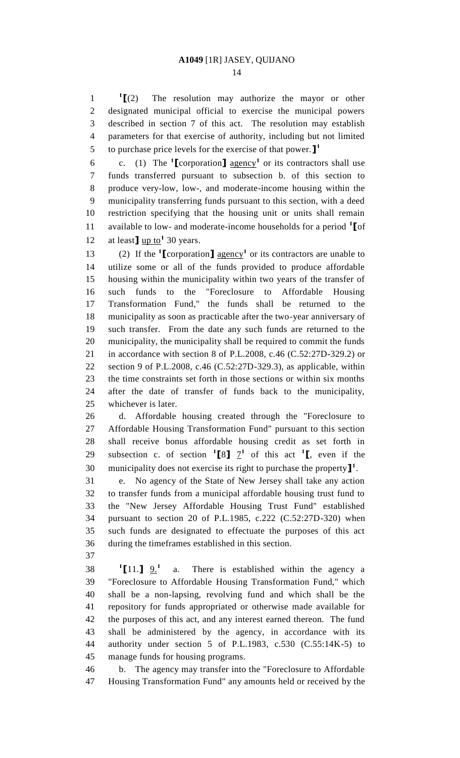[1]⟦(2) The resolution may authorize the mayor or other designated municipal official to exercise the municipal powers described in section 7 of this act. The resolution may establish parameters for that exercise of authority, including but not limited to purchase price levels for the exercise of that power.⟧[1]

c. (1) The [1]⟦corporation⟧ agency[1] or its contractors shall use funds transferred pursuant to subsection b. of this section to produce very-low, low-, and moderate-income housing within the municipality transferring funds pursuant to this section, with a deed restriction specifying that the housing unit or units shall remain available to low- and moderate-income households for a period [1]⟦of at least⟧ up to[1] 30 years.

(2) If the [1]⟦corporation⟧ agency[1] or its contractors are unable to utilize some or all of the funds provided to produce affordable housing within the municipality within two years of the transfer of such funds to the "Foreclosure to Affordable Housing Transformation Fund," the funds shall be returned to the municipality as soon as practicable after the two-year anniversary of such transfer. From the date any such funds are returned to the municipality, the municipality shall be required to commit the funds in accordance with section 8 of P.L.2008, c.46 (C.52:27D-329.2) or section 9 of P.L.2008, c.46 (C.52:27D-329.3), as applicable, within the time constraints set forth in those sections or within six months after the date of transfer of funds back to the municipality, whichever is later.

d. Affordable housing created through the "Foreclosure to Affordable Housing Transformation Fund" pursuant to this section shall receive bonus affordable housing credit as set forth in subsection c. of section [1]⟦8⟧ 7[1] of this act [1]⟦, even if the municipality does not exercise its right to purchase the property⟧[1].

e. No agency of the State of New Jersey shall take any action to transfer funds from a municipal affordable housing trust fund to the "New Jersey Affordable Housing Trust Fund" established pursuant to section 20 of P.L.1985, c.222 (C.52:27D-320) when such funds are designated to effectuate the purposes of this act during the timeframes established in this section.

[1]⟦11.⟧ 9.[1] a. There is established within the agency a "Foreclosure to Affordable Housing Transformation Fund," which shall be a non-lapsing, revolving fund and which shall be the repository for funds appropriated or otherwise made available for the purposes of this act, and any interest earned thereon. The fund shall be administered by the agency, in accordance with its authority under section 5 of P.L.1983, c.530 (C.55:14K-5) to manage funds for housing programs.

b. The agency may transfer into the "Foreclosure to Affordable Housing Transformation Fund" any amounts held or received by the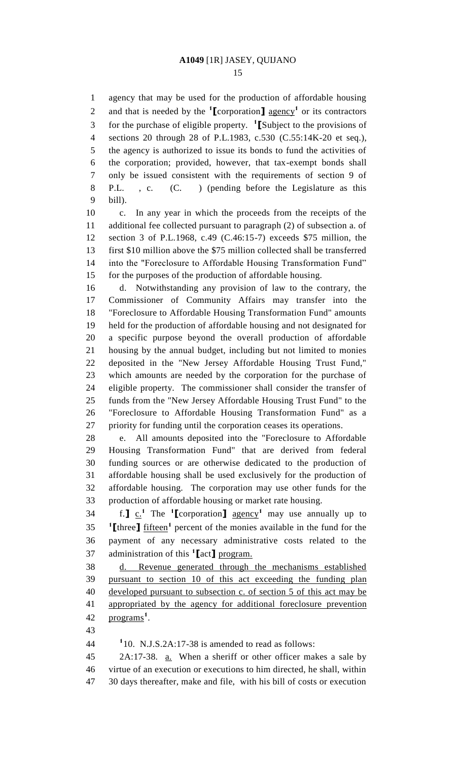agency that may be used for the production of affordable housing and that is needed by the [1][corporation] agency[1] or its contractors for the purchase of eligible property. [1][Subject to the provisions of sections 20 through 28 of P.L.1983, c.530 (C.55:14K-20 et seq.), the agency is authorized to issue its bonds to fund the activities of the corporation; provided, however, that tax-exempt bonds shall only be issued consistent with the requirements of section 9 of P.L. , c. (C. ) (pending before the Legislature as this bill).

c. In any year in which the proceeds from the receipts of the additional fee collected pursuant to paragraph (2) of subsection a. of section 3 of P.L.1968, c.49 (C.46:15-7) exceeds $75 million, the first $10 million above the $75 million collected shall be transferred into the "Foreclosure to Affordable Housing Transformation Fund" for the purposes of the production of affordable housing.

d. Notwithstanding any provision of law to the contrary, the Commissioner of Community Affairs may transfer into the "Foreclosure to Affordable Housing Transformation Fund" amounts held for the production of affordable housing and not designated for a specific purpose beyond the overall production of affordable housing by the annual budget, including but not limited to monies deposited in the "New Jersey Affordable Housing Trust Fund," which amounts are needed by the corporation for the purchase of eligible property. The commissioner shall consider the transfer of funds from the "New Jersey Affordable Housing Trust Fund" to the "Foreclosure to Affordable Housing Transformation Fund" as a priority for funding until the corporation ceases its operations.

e. All amounts deposited into the "Foreclosure to Affordable Housing Transformation Fund" that are derived from federal funding sources or are otherwise dedicated to the production of affordable housing shall be used exclusively for the production of affordable housing. The corporation may use other funds for the production of affordable housing or market rate housing.

f.] c.[1] The [1][corporation] agency[1] may use annually up to [1][three] fifteen[1] percent of the monies available in the fund for the payment of any necessary administrative costs related to the administration of this [1][act] program.

d. Revenue generated through the mechanisms established pursuant to section 10 of this act exceeding the funding plan developed pursuant to subsection c. of section 5 of this act may be appropriated by the agency for additional foreclosure prevention programs[1].

[1]10. N.J.S.2A:17-38 is amended to read as follows:

2A:17-38. a. When a sheriff or other officer makes a sale by virtue of an execution or executions to him directed, he shall, within 30 days thereafter, make and file, with his bill of costs or execution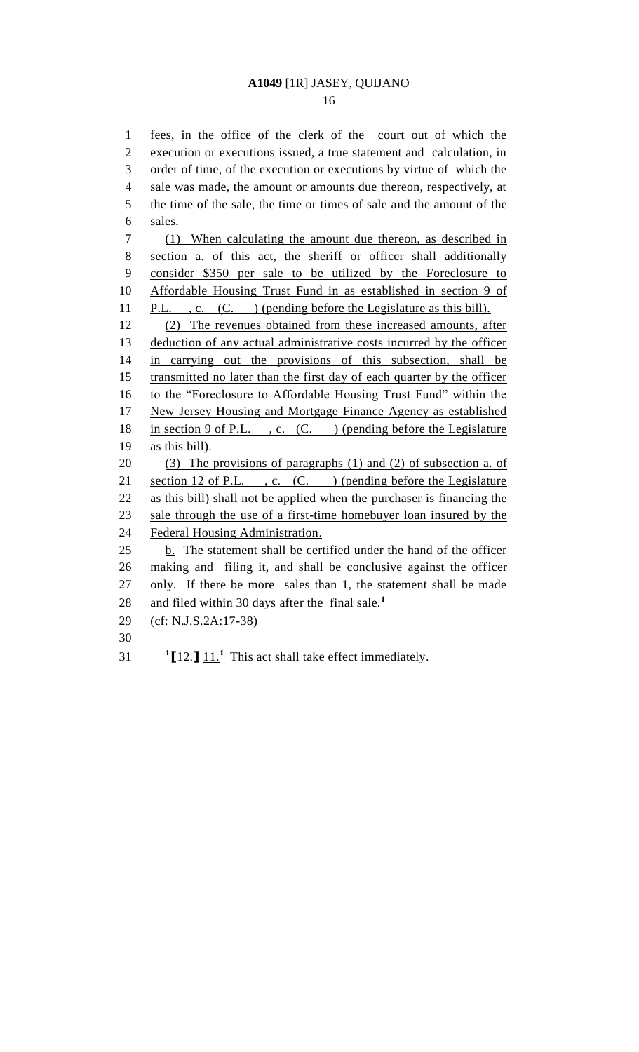fees, in the office of the clerk of the court out of which the execution or executions issued, a true statement and calculation, in order of time, of the execution or executions by virtue of which the sale was made, the amount or amounts due thereon, respectively, at the time of the sale, the time or times of sale and the amount of the sales.

(1) When calculating the amount due thereon, as described in section a. of this act, the sheriff or officer shall additionally consider $350 per sale to be utilized by the Foreclosure to Affordable Housing Trust Fund in as established in section 9 of P.L. , c. (C. ) (pending before the Legislature as this bill).

(2) The revenues obtained from these increased amounts, after deduction of any actual administrative costs incurred by the officer in carrying out the provisions of this subsection, shall be transmitted no later than the first day of each quarter by the officer to the "Foreclosure to Affordable Housing Trust Fund" within the New Jersey Housing and Mortgage Finance Agency as established in section 9 of P.L. , c. (C. ) (pending before the Legislature as this bill).

(3) The provisions of paragraphs (1) and (2) of subsection a. of section 12 of P.L. , c. (C. ) (pending before the Legislature as this bill) shall not be applied when the purchaser is financing the sale through the use of a first-time homebuyer loan insured by the Federal Housing Administration.

b. The statement shall be certified under the hand of the officer making and filing it, and shall be conclusive against the officer only. If there be more sales than 1, the statement shall be made and filed within 30 days after the final sale.[1]

(cf: N.J.S.2A:17-38)

[1][12.] 11.[1] This act shall take effect immediately.